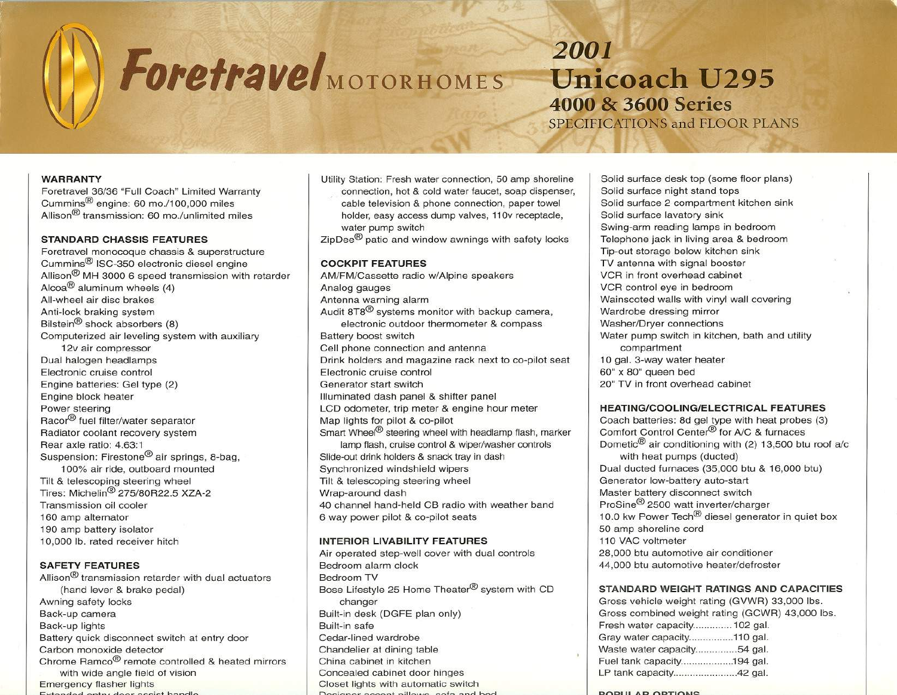# Foretravel MOTORHOMES

## 2001 Unicoach U295

### 4000 & 3600 Series

SPECIFICATIONS and FLOOR PLANS

**WARRANTY**

Foretravel 36/36 "Full Coach" Limited Warranty
Cummins® engine: 60 mo./100,000 miles
Allison® transmission: 60 mo./unlimited miles

**STANDARD CHASSIS FEATURES**

Foretravel monocoque chassis & superstructure
Cummins® ISC-350 electronic diesel engine
Allison® MH 3000 6 speed transmission with retarder
Alcoa® aluminum wheels (4)
All-wheel air disc brakes
Anti-lock braking system
Bilstein® shock absorbers (8)
Computerized air leveling system with auxiliary 12v air compressor
Dual halogen headlamps
Electronic cruise control
Engine batteries: Gel type (2)
Engine block heater
Power steering
Racor® fuel filter/water separator
Radiator coolant recovery system
Rear axle ratio: 4.63:1
Suspension: Firestone® air springs, 8-bag, 100% air ride, outboard mounted
Tilt & telescoping steering wheel
Tires: Michelin® 275/80R22.5 XZA-2
Transmission oil cooler
160 amp alternator
190 amp battery isolator
10,000 lb. rated receiver hitch

**SAFETY FEATURES**

Allison® transmission retarder with dual actuators (hand lever & brake pedal)
Awning safety locks
Back-up camera
Back-up lights
Battery quick disconnect switch at entry door
Carbon monoxide detector
Chrome Ramco® remote controlled & heated mirrors with wide angle field of vision
Emergency flasher lights
Extended entry door assist handle

Utility Station: Fresh water connection, 50 amp shoreline connection, hot & cold water faucet, soap dispenser, cable television & phone connection, paper towel holder, easy access dump valves, 110v receptacle, water pump switch
ZipDee® patio and window awnings with safety locks

**COCKPIT FEATURES**

AM/FM/Cassette radio w/Alpine speakers
Analog gauges
Antenna warning alarm
Audit 8T8® systems monitor with backup camera, electronic outdoor thermometer & compass
Battery boost switch
Cell phone connection and antenna
Drink holders and magazine rack next to co-pilot seat
Electronic cruise control
Generator start switch
Illuminated dash panel & shifter panel
LCD odometer, trip meter & engine hour meter
Map lights for pilot & co-pilot
Smart Wheel® steering wheel with headlamp flash, marker lamp flash, cruise control & wiper/washer controls
Slide-out drink holders & snack tray in dash
Synchronized windshield wipers
Tilt & telescoping steering wheel
Wrap-around dash
40 channel hand-held CB radio with weather band
6 way power pilot & co-pilot seats

**INTERIOR LIVABILITY FEATURES**

Air operated step-well cover with dual controls
Bedroom alarm clock
Bedroom TV
Bose Lifestyle 25 Home Theater® system with CD changer
Built-in desk (DGFE plan only)
Built-in safe
Cedar-lined wardrobe
Chandelier at dining table
China cabinet in kitchen
Concealed cabinet door hinges
Closet lights with automatic switch
Designer accent pillows, sofa and bed

Solid surface desk top (some floor plans)
Solid surface night stand tops
Solid surface 2 compartment kitchen sink
Solid surface lavatory sink
Swing-arm reading lamps in bedroom
Telephone jack in living area & bedroom
Tip-out storage below kitchen sink
TV antenna with signal booster
VCR in front overhead cabinet
VCR control eye in bedroom
Wainscoted walls with vinyl wall covering
Wardrobe dressing mirror
Washer/Dryer connections
Water pump switch in kitchen, bath and utility compartment
10 gal. 3-way water heater
60" x 80" queen bed
20" TV in front overhead cabinet

**HEATING/COOLING/ELECTRICAL FEATURES**

Coach batteries: 8d gel type with heat probes (3)
Comfort Control Center® for A/C & furnaces
Dometic® air conditioning with (2) 13,500 btu roof a/c with heat pumps (ducted)
Dual ducted furnaces (35,000 btu & 16,000 btu)
Generator low-battery auto-start
Master battery disconnect switch
ProSine® 2500 watt inverter/charger
10.0 kw Power Tech® diesel generator in quiet box
50 amp shoreline cord
110 VAC voltmeter
28,000 btu automotive air conditioner
44,000 btu automotive heater/defroster

**STANDARD WEIGHT RATINGS AND CAPACITIES**

Gross vehicle weight rating (GVWR) 33,000 lbs.
Gross combined weight rating (GCWR) 43,000 lbs.
Fresh water capacity.............102 gal.
Gray water capacity...............110 gal.
Waste water capacity..............54 gal.
Fuel tank capacity..................194 gal.
LP tank capacity......................42 gal.

**POPULAR OPTIONS**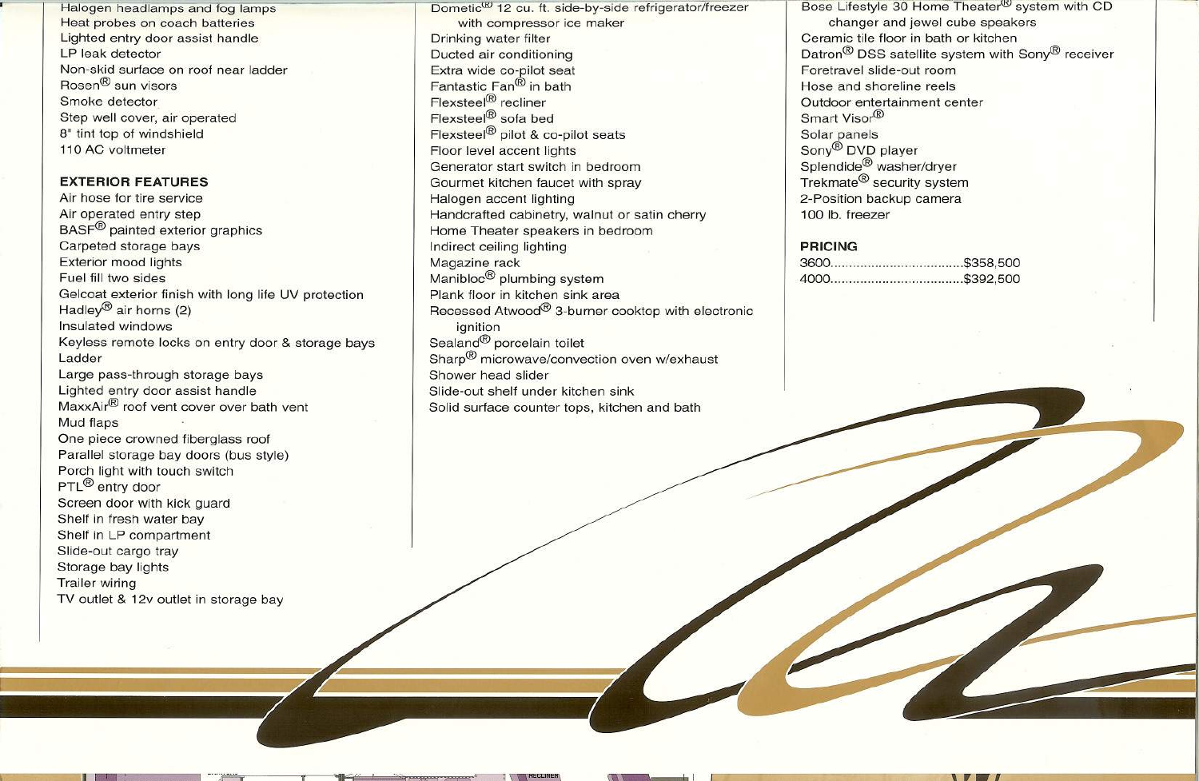Halogen headlamps and fog lamps
Heat probes on coach batteries
Lighted entry door assist handle
LP leak detector
Non-skid surface on roof near ladder
Rosen® sun visors
Smoke detector
Step well cover, air operated
8" tint top of windshield
110 AC voltmeter

## EXTERIOR FEATURES

Air hose for tire service
Air operated entry step
BASF® painted exterior graphics
Carpeted storage bays
Exterior mood lights
Fuel fill two sides
Gelcoat exterior finish with long life UV protection
Hadley® air horns (2)
Insulated windows
Keyless remote locks on entry door & storage bays
Ladder
Large pass-through storage bays
Lighted entry door assist handle
MaxxAir® roof vent cover over bath vent
Mud flaps
One piece crowned fiberglass roof
Parallel storage bay doors (bus style)
Porch light with touch switch
PTL® entry door
Screen door with kick guard
Shelf in fresh water bay
Shelf in LP compartment
Slide-out cargo tray
Storage bay lights
Trailer wiring
TV outlet & 12v outlet in storage bay

Dometic® 12 cu. ft. side-by-side refrigerator/freezer with compressor ice maker
Drinking water filter
Ducted air conditioning
Extra wide co-pilot seat
Fantastic Fan® in bath
Flexsteel® recliner
Flexsteel® sofa bed
Flexsteel® pilot & co-pilot seats
Floor level accent lights
Generator start switch in bedroom
Gourmet kitchen faucet with spray
Halogen accent lighting
Handcrafted cabinetry, walnut or satin cherry
Home Theater speakers in bedroom
Indirect ceiling lighting
Magazine rack
Manibloc® plumbing system
Plank floor in kitchen sink area
Recessed Atwood® 3-burner cooktop with electronic ignition
Sealand® porcelain toilet
Sharp® microwave/convection oven w/exhaust
Shower head slider
Slide-out shelf under kitchen sink
Solid surface counter tops, kitchen and bath

Bose Lifestyle 30 Home Theater® system with CD changer and jewel cube speakers
Ceramic tile floor in bath or kitchen
Datron® DSS satellite system with Sony® receiver
Foretravel slide-out room
Hose and shoreline reels
Outdoor entertainment center
Smart Visor®
Solar panels
Sony® DVD player
Splendide® washer/dryer
Trekmate® security system
2-Position backup camera
100 lb. freezer

## PRICING

3600.................................$358,500
4000.................................$392,500